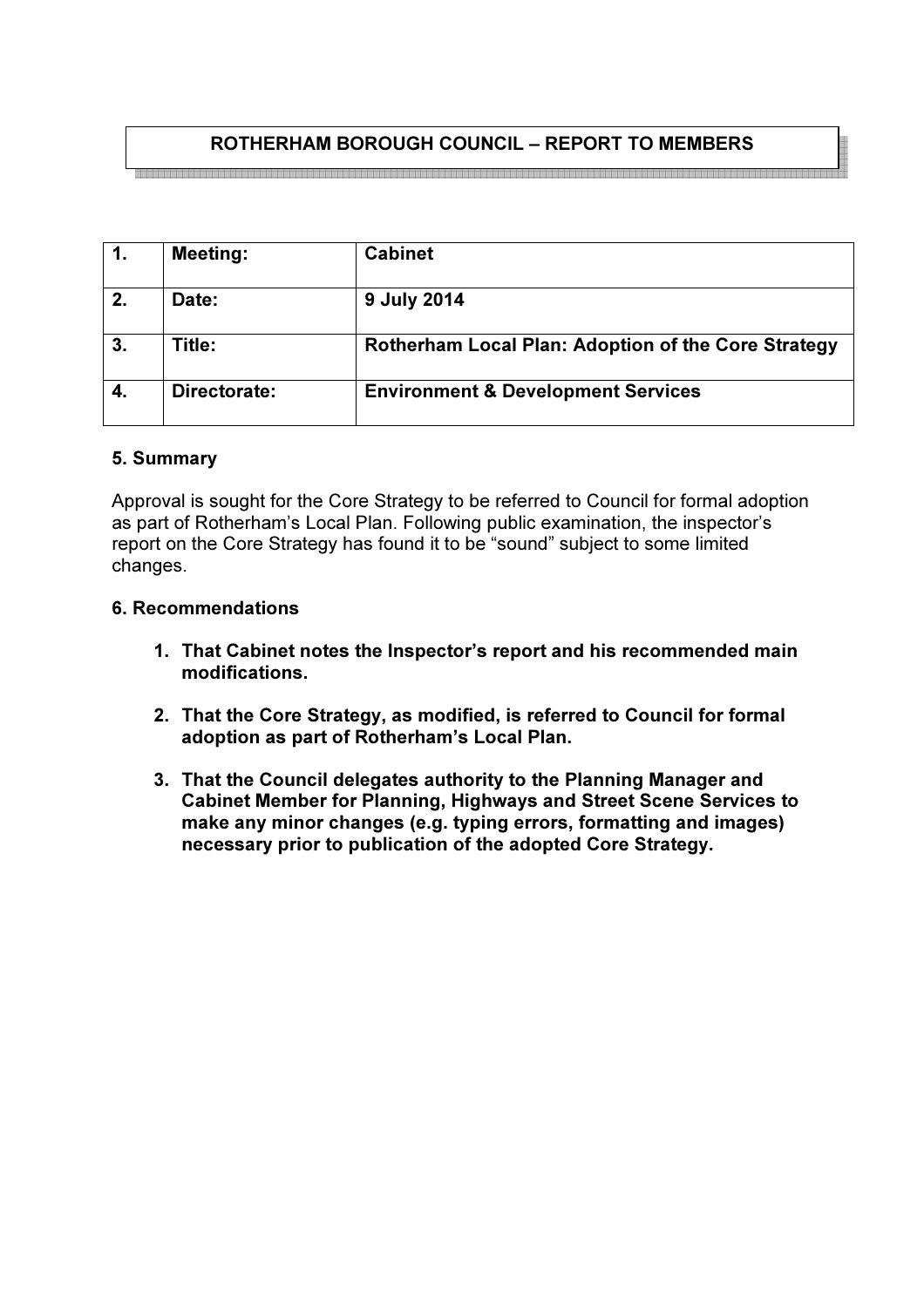**ROTHERHAM BOROUGH COUNCIL – REPORT TO MEMBERS**

| | | |
|---|---|---|
| **1.** | **Meeting:** | **Cabinet** |
| **2.** | **Date:** | **9 July 2014** |
| **3.** | **Title:** | **Rotherham Local Plan: Adoption of the Core Strategy** |
| **4.** | **Directorate:** | **Environment & Development Services** |

**5. Summary**

Approval is sought for the Core Strategy to be referred to Council for formal adoption as part of Rotherham's Local Plan. Following public examination, the inspector's report on the Core Strategy has found it to be "sound" subject to some limited changes.

**6. Recommendations**

1. **That Cabinet notes the Inspector's report and his recommended main modifications.**
2. **That the Core Strategy, as modified, is referred to Council for formal adoption as part of Rotherham's Local Plan.**
3. **That the Council delegates authority to the Planning Manager and Cabinet Member for Planning, Highways and Street Scene Services to make any minor changes (e.g. typing errors, formatting and images) necessary prior to publication of the adopted Core Strategy.**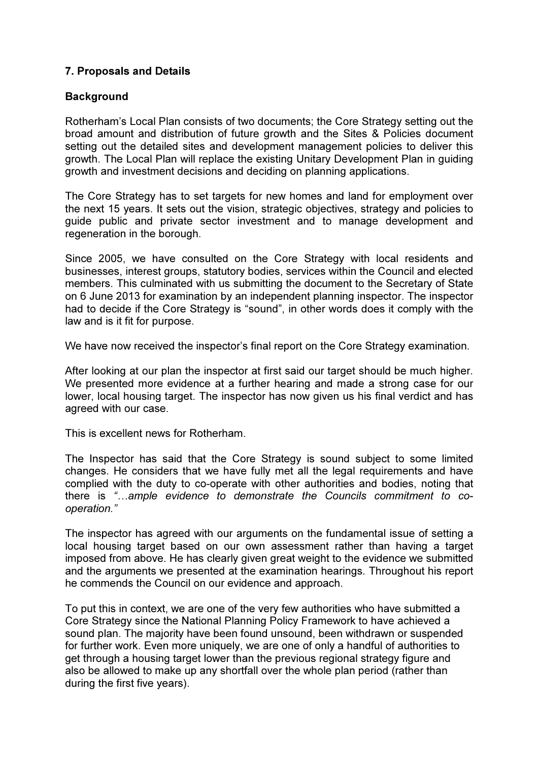## 7. Proposals and Details

### Background

Rotherham's Local Plan consists of two documents; the Core Strategy setting out the broad amount and distribution of future growth and the Sites & Policies document setting out the detailed sites and development management policies to deliver this growth. The Local Plan will replace the existing Unitary Development Plan in guiding growth and investment decisions and deciding on planning applications.

The Core Strategy has to set targets for new homes and land for employment over the next 15 years. It sets out the vision, strategic objectives, strategy and policies to guide public and private sector investment and to manage development and regeneration in the borough.

Since 2005, we have consulted on the Core Strategy with local residents and businesses, interest groups, statutory bodies, services within the Council and elected members. This culminated with us submitting the document to the Secretary of State on 6 June 2013 for examination by an independent planning inspector. The inspector had to decide if the Core Strategy is "sound", in other words does it comply with the law and is it fit for purpose.

We have now received the inspector's final report on the Core Strategy examination.

After looking at our plan the inspector at first said our target should be much higher. We presented more evidence at a further hearing and made a strong case for our lower, local housing target. The inspector has now given us his final verdict and has agreed with our case.

This is excellent news for Rotherham.

The Inspector has said that the Core Strategy is sound subject to some limited changes. He considers that we have fully met all the legal requirements and have complied with the duty to co-operate with other authorities and bodies, noting that there is *"…ample evidence to demonstrate the Councils commitment to co-operation."*

The inspector has agreed with our arguments on the fundamental issue of setting a local housing target based on our own assessment rather than having a target imposed from above. He has clearly given great weight to the evidence we submitted and the arguments we presented at the examination hearings. Throughout his report he commends the Council on our evidence and approach.

To put this in context, we are one of the very few authorities who have submitted a Core Strategy since the National Planning Policy Framework to have achieved a sound plan. The majority have been found unsound, been withdrawn or suspended for further work. Even more uniquely, we are one of only a handful of authorities to get through a housing target lower than the previous regional strategy figure and also be allowed to make up any shortfall over the whole plan period (rather than during the first five years).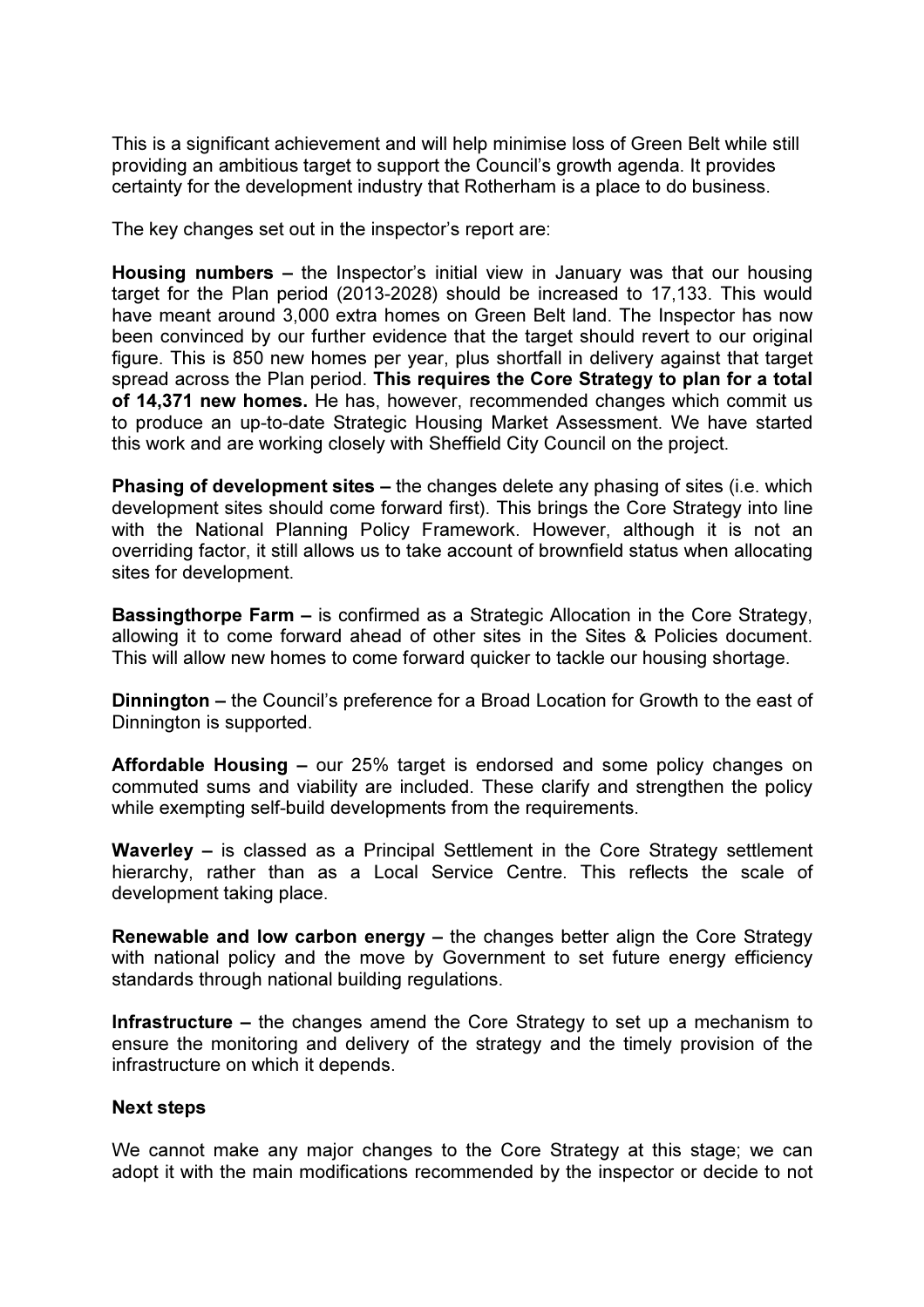This is a significant achievement and will help minimise loss of Green Belt while still providing an ambitious target to support the Council's growth agenda. It provides certainty for the development industry that Rotherham is a place to do business.

The key changes set out in the inspector's report are:

**Housing numbers –** the Inspector's initial view in January was that our housing target for the Plan period (2013-2028) should be increased to 17,133. This would have meant around 3,000 extra homes on Green Belt land. The Inspector has now been convinced by our further evidence that the target should revert to our original figure. This is 850 new homes per year, plus shortfall in delivery against that target spread across the Plan period. **This requires the Core Strategy to plan for a total of 14,371 new homes.** He has, however, recommended changes which commit us to produce an up-to-date Strategic Housing Market Assessment. We have started this work and are working closely with Sheffield City Council on the project.

**Phasing of development sites –** the changes delete any phasing of sites (i.e. which development sites should come forward first). This brings the Core Strategy into line with the National Planning Policy Framework. However, although it is not an overriding factor, it still allows us to take account of brownfield status when allocating sites for development.

**Bassingthorpe Farm –** is confirmed as a Strategic Allocation in the Core Strategy, allowing it to come forward ahead of other sites in the Sites & Policies document. This will allow new homes to come forward quicker to tackle our housing shortage.

**Dinnington –** the Council's preference for a Broad Location for Growth to the east of Dinnington is supported.

**Affordable Housing –** our 25% target is endorsed and some policy changes on commuted sums and viability are included. These clarify and strengthen the policy while exempting self-build developments from the requirements.

**Waverley –** is classed as a Principal Settlement in the Core Strategy settlement hierarchy, rather than as a Local Service Centre. This reflects the scale of development taking place.

**Renewable and low carbon energy –** the changes better align the Core Strategy with national policy and the move by Government to set future energy efficiency standards through national building regulations.

**Infrastructure –** the changes amend the Core Strategy to set up a mechanism to ensure the monitoring and delivery of the strategy and the timely provision of the infrastructure on which it depends.

**Next steps**

We cannot make any major changes to the Core Strategy at this stage; we can adopt it with the main modifications recommended by the inspector or decide to not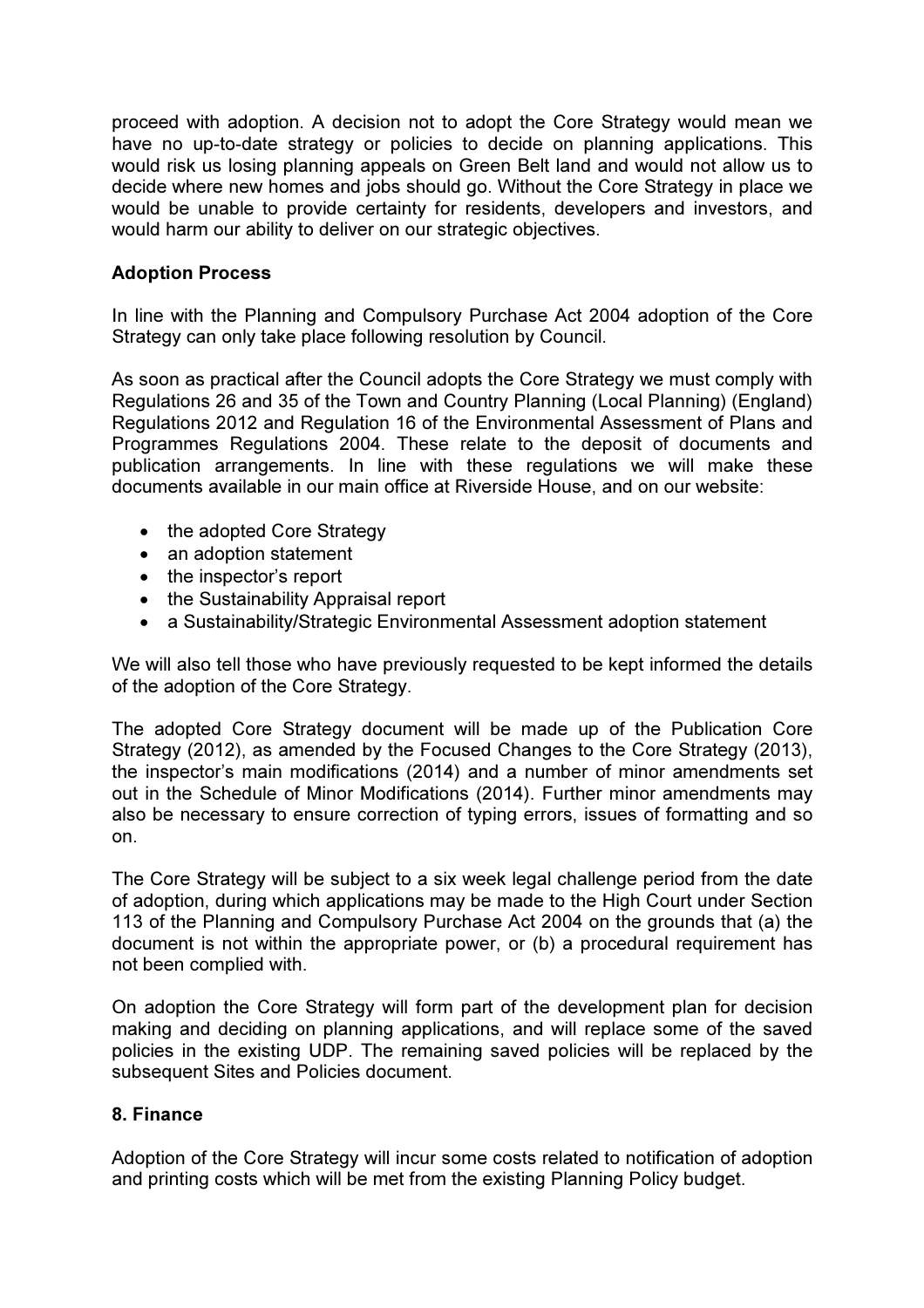proceed with adoption. A decision not to adopt the Core Strategy would mean we have no up-to-date strategy or policies to decide on planning applications. This would risk us losing planning appeals on Green Belt land and would not allow us to decide where new homes and jobs should go. Without the Core Strategy in place we would be unable to provide certainty for residents, developers and investors, and would harm our ability to deliver on our strategic objectives.

**Adoption Process**

In line with the Planning and Compulsory Purchase Act 2004 adoption of the Core Strategy can only take place following resolution by Council.

As soon as practical after the Council adopts the Core Strategy we must comply with Regulations 26 and 35 of the Town and Country Planning (Local Planning) (England) Regulations 2012 and Regulation 16 of the Environmental Assessment of Plans and Programmes Regulations 2004. These relate to the deposit of documents and publication arrangements. In line with these regulations we will make these documents available in our main office at Riverside House, and on our website:

- the adopted Core Strategy
- an adoption statement
- the inspector's report
- the Sustainability Appraisal report
- a Sustainability/Strategic Environmental Assessment adoption statement

We will also tell those who have previously requested to be kept informed the details of the adoption of the Core Strategy.

The adopted Core Strategy document will be made up of the Publication Core Strategy (2012), as amended by the Focused Changes to the Core Strategy (2013), the inspector's main modifications (2014) and a number of minor amendments set out in the Schedule of Minor Modifications (2014). Further minor amendments may also be necessary to ensure correction of typing errors, issues of formatting and so on.

The Core Strategy will be subject to a six week legal challenge period from the date of adoption, during which applications may be made to the High Court under Section 113 of the Planning and Compulsory Purchase Act 2004 on the grounds that (a) the document is not within the appropriate power, or (b) a procedural requirement has not been complied with.

On adoption the Core Strategy will form part of the development plan for decision making and deciding on planning applications, and will replace some of the saved policies in the existing UDP. The remaining saved policies will be replaced by the subsequent Sites and Policies document.

## 8. Finance

Adoption of the Core Strategy will incur some costs related to notification of adoption and printing costs which will be met from the existing Planning Policy budget.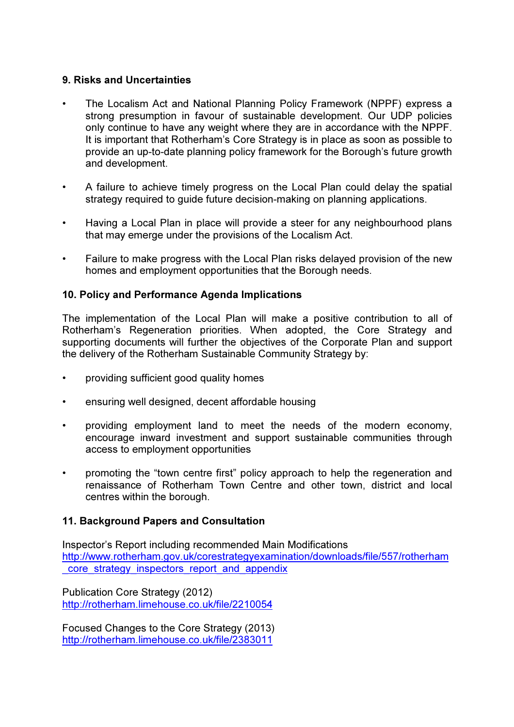## 9. Risks and Uncertainties

- The Localism Act and National Planning Policy Framework (NPPF) express a strong presumption in favour of sustainable development. Our UDP policies only continue to have any weight where they are in accordance with the NPPF. It is important that Rotherham's Core Strategy is in place as soon as possible to provide an up-to-date planning policy framework for the Borough's future growth and development.

- A failure to achieve timely progress on the Local Plan could delay the spatial strategy required to guide future decision-making on planning applications.

- Having a Local Plan in place will provide a steer for any neighbourhood plans that may emerge under the provisions of the Localism Act.

- Failure to make progress with the Local Plan risks delayed provision of the new homes and employment opportunities that the Borough needs.

## 10. Policy and Performance Agenda Implications

The implementation of the Local Plan will make a positive contribution to all of Rotherham's Regeneration priorities. When adopted, the Core Strategy and supporting documents will further the objectives of the Corporate Plan and support the delivery of the Rotherham Sustainable Community Strategy by:

- providing sufficient good quality homes

- ensuring well designed, decent affordable housing

- providing employment land to meet the needs of the modern economy, encourage inward investment and support sustainable communities through access to employment opportunities

- promoting the "town centre first" policy approach to help the regeneration and renaissance of Rotherham Town Centre and other town, district and local centres within the borough.

## 11. Background Papers and Consultation

Inspector's Report including recommended Main Modifications
http://www.rotherham.gov.uk/corestrategyexamination/downloads/file/557/rotherham_core_strategy_inspectors_report_and_appendix

Publication Core Strategy (2012)
http://rotherham.limehouse.co.uk/file/2210054

Focused Changes to the Core Strategy (2013)
http://rotherham.limehouse.co.uk/file/2383011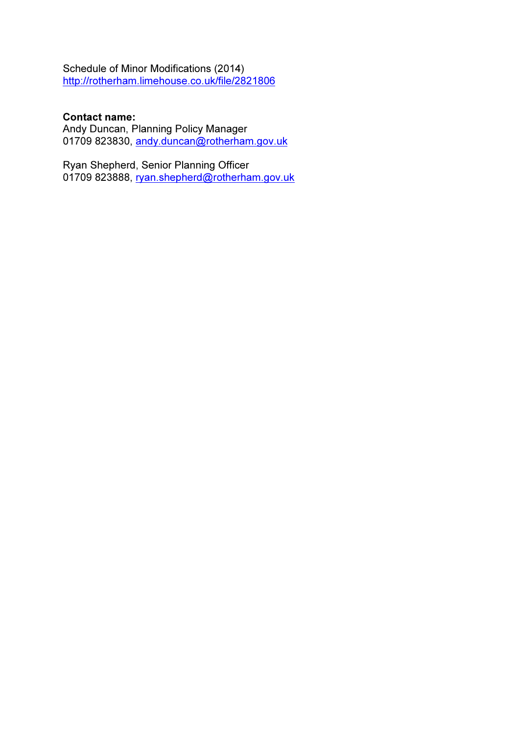Schedule of Minor Modifications (2014)
http://rotherham.limehouse.co.uk/file/2821806

**Contact name:**
Andy Duncan, Planning Policy Manager
01709 823830, andy.duncan@rotherham.gov.uk

Ryan Shepherd, Senior Planning Officer
01709 823888, ryan.shepherd@rotherham.gov.uk